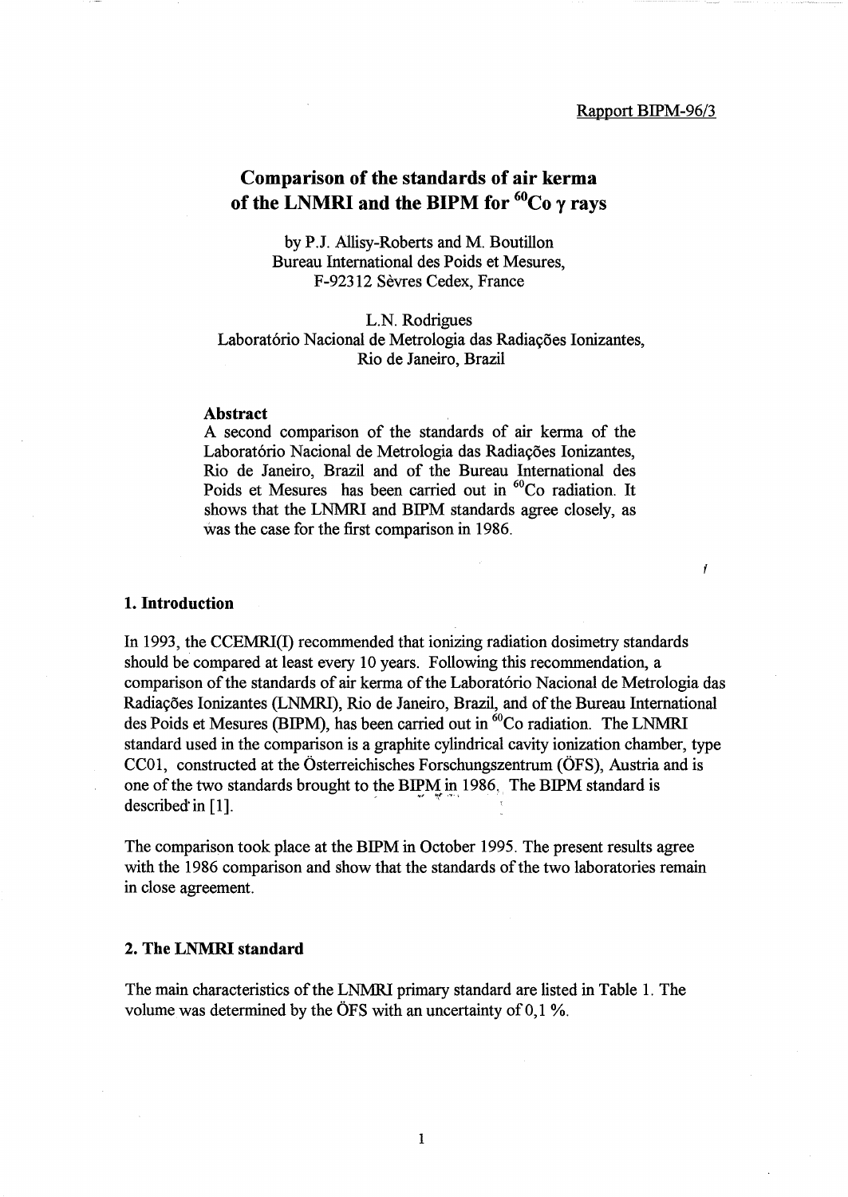Rapport BIPM-96/3

# Comparison of the standards of air kerma of the LNMRI and the BIPM for $^{60}$Co $\gamma$ rays

by P.J. Allisy-Roberts and M. Boutillon
Bureau International des Poids et Mesures,
F-92312 Sèvres Cedex, France

L.N. Rodrigues
Laboratório Nacional de Metrologia das Radiações Ionizantes,
Rio de Janeiro, Brazil

### Abstract

A second comparison of the standards of air kerma of the Laboratório Nacional de Metrologia das Radiações Ionizantes, Rio de Janeiro, Brazil and of the Bureau International des Poids et Mesures has been carried out in $^{60}$Co radiation. It shows that the LNMRI and BIPM standards agree closely, as was the case for the first comparison in 1986.

## 1. Introduction

In 1993, the CCEMRI(I) recommended that ionizing radiation dosimetry standards should be compared at least every 10 years. Following this recommendation, a comparison of the standards of air kerma of the Laboratório Nacional de Metrologia das Radiações Ionizantes (LNMRI), Rio de Janeiro, Brazil, and of the Bureau International des Poids et Mesures (BIPM), has been carried out in $^{60}$Co radiation. The LNMRI standard used in the comparison is a graphite cylindrical cavity ionization chamber, type CC01, constructed at the Österreichisches Forschungszentrum (ÖFS), Austria and is one of the two standards brought to the BIPM in 1986. The BIPM standard is described in [1].

The comparison took place at the BIPM in October 1995. The present results agree with the 1986 comparison and show that the standards of the two laboratories remain in close agreement.

## 2. The LNMRI standard

The main characteristics of the LNMRI primary standard are listed in Table 1. The volume was determined by the ÖFS with an uncertainty of 0,1 %.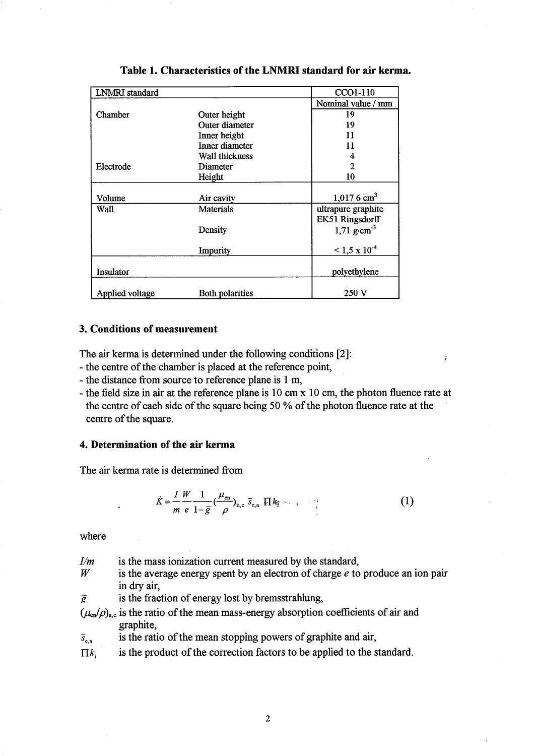**Table 1. Characteristics of the LNMRI standard for air kerma.**

| LNMRI standard | | CCO1-110 |
|---|---|---|
| | | Nominal value / mm |
| Chamber | Outer height | 19 |
| | Outer diameter | 19 |
| | Inner height | 11 |
| | Inner diameter | 11 |
| | Wall thickness | 4 |
| Electrode | Diameter | 2 |
| | Height | 10 |
| Volume | Air cavity | 1,017 6 cm$^3$ |
| Wall | Materials | ultrapure graphite EK51 Ringsdorff |
| | Density | 1,71 g·cm$^{-3}$ |
| | Impurity | < 1,5 x 10$^{-4}$ |
| Insulator | | polyethylene |
| Applied voltage | Both polarities | 250 V |

## 3. Conditions of measurement

The air kerma is determined under the following conditions [2]:

- the centre of the chamber is placed at the reference point,
- the distance from source to reference plane is 1 m,
- the field size in air at the reference plane is 10 cm x 10 cm, the photon fluence rate at the centre of each side of the square being 50 % of the photon fluence rate at the centre of the square.

## 4. Determination of the air kerma

The air kerma rate is determined from

$$\dot{K} = \frac{I}{m}\frac{W}{e}\frac{1}{1-\bar{g}}\left(\frac{\mu_{\text{en}}}{\rho}\right)_{\text{a,c}} \bar{s}_{\text{c,a}} \prod k_i , \tag{1}$$

where

$I/m$ is the mass ionization current measured by the standard,

$W$ is the average energy spent by an electron of charge $e$ to produce an ion pair in dry air,

$\bar{g}$ is the fraction of energy lost by bremsstrahlung,

$(\mu_{\text{en}}/\rho)_{\text{a,c}}$ is the ratio of the mean mass-energy absorption coefficients of air and graphite,

$\bar{s}_{\text{c,a}}$ is the ratio of the mean stopping powers of graphite and air,

$\prod k_i$ is the product of the correction factors to be applied to the standard.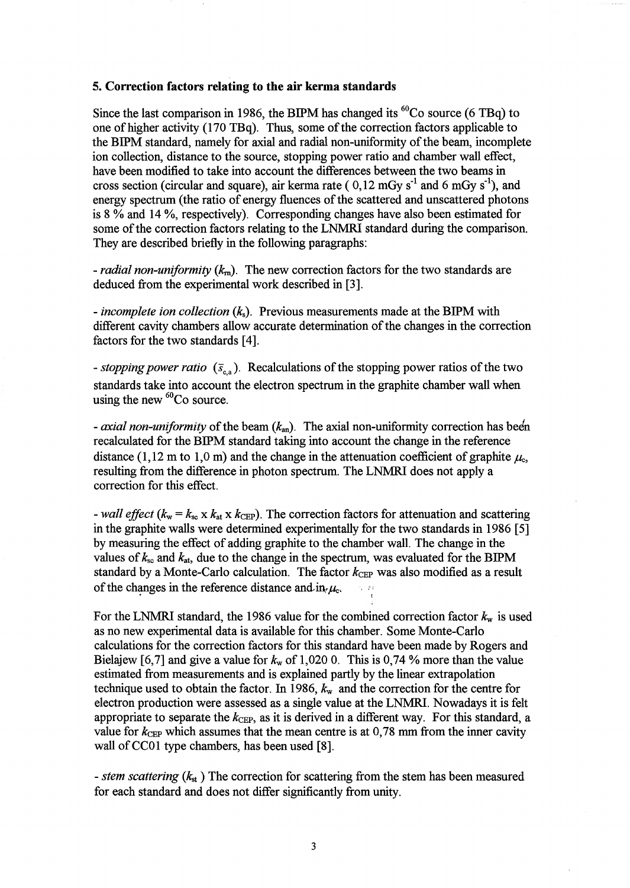## 5. Correction factors relating to the air kerma standards

Since the last comparison in 1986, the BIPM has changed its $^{60}$Co source (6 TBq) to one of higher activity (170 TBq). Thus, some of the correction factors applicable to the BIPM standard, namely for axial and radial non-uniformity of the beam, incomplete ion collection, distance to the source, stopping power ratio and chamber wall effect, have been modified to take into account the differences between the two beams in cross section (circular and square), air kerma rate ( 0,12 mGy s$^{-1}$ and 6 mGy s$^{-1}$), and energy spectrum (the ratio of energy fluences of the scattered and unscattered photons is 8 % and 14 %, respectively). Corresponding changes have also been estimated for some of the correction factors relating to the LNMRI standard during the comparison. They are described briefly in the following paragraphs:

- *radial non-uniformity* ($k_{rn}$). The new correction factors for the two standards are deduced from the experimental work described in [3].

- *incomplete ion collection* ($k_s$). Previous measurements made at the BIPM with different cavity chambers allow accurate determination of the changes in the correction factors for the two standards [4].

- *stopping power ratio* ($\bar{s}_{c,a}$). Recalculations of the stopping power ratios of the two standards take into account the electron spectrum in the graphite chamber wall when using the new $^{60}$Co source.

- *axial non-uniformity* of the beam ($k_{an}$). The axial non-uniformity correction has been recalculated for the BIPM standard taking into account the change in the reference distance (1,12 m to 1,0 m) and the change in the attenuation coefficient of graphite $\mu_c$, resulting from the difference in photon spectrum. The LNMRI does not apply a correction for this effect.

- *wall effect* ($k_w = k_{sc} \times k_{at} \times k_{CEP}$). The correction factors for attenuation and scattering in the graphite walls were determined experimentally for the two standards in 1986 [5] by measuring the effect of adding graphite to the chamber wall. The change in the values of $k_{sc}$ and $k_{at}$, due to the change in the spectrum, was evaluated for the BIPM standard by a Monte-Carlo calculation. The factor $k_{CEP}$ was also modified as a result of the changes in the reference distance and in $\mu_c$.

For the LNMRI standard, the 1986 value for the combined correction factor $k_w$ is used as no new experimental data is available for this chamber. Some Monte-Carlo calculations for the correction factors for this standard have been made by Rogers and Bielajew [6,7] and give a value for $k_w$ of 1,020 0. This is 0,74 % more than the value estimated from measurements and is explained partly by the linear extrapolation technique used to obtain the factor. In 1986, $k_w$ and the correction for the centre for electron production were assessed as a single value at the LNMRI. Nowadays it is felt appropriate to separate the $k_{CEP}$, as it is derived in a different way. For this standard, a value for $k_{CEP}$ which assumes that the mean centre is at 0,78 mm from the inner cavity wall of CC01 type chambers, has been used [8].

- *stem scattering* ($k_{st}$ ) The correction for scattering from the stem has been measured for each standard and does not differ significantly from unity.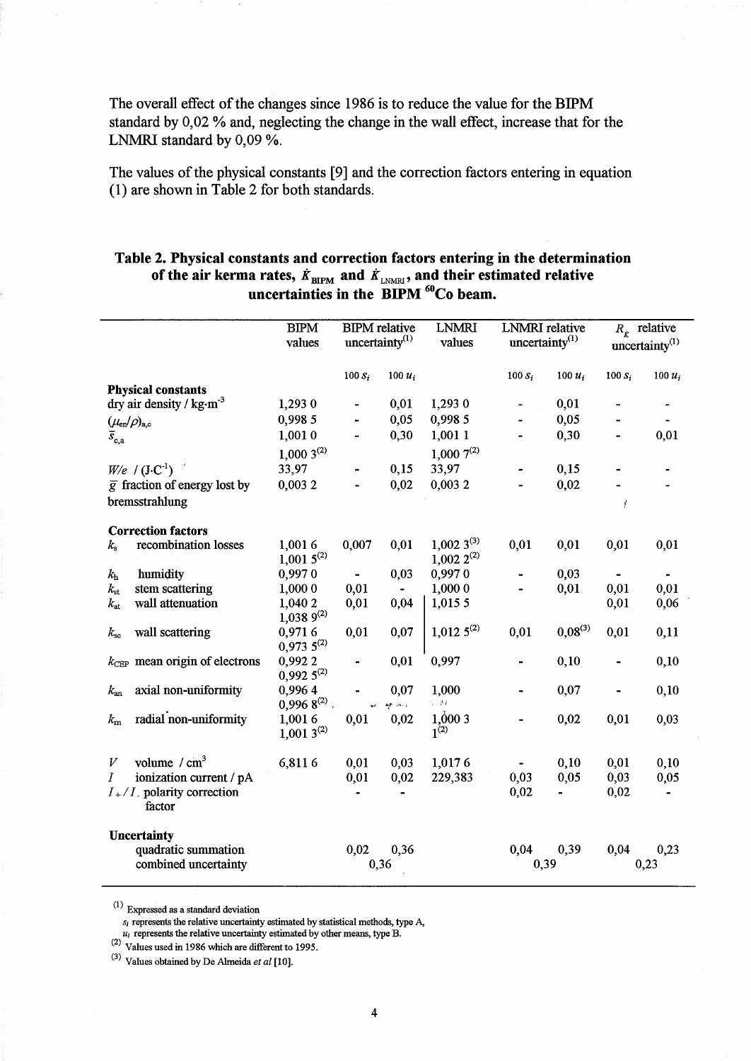The overall effect of the changes since 1986 is to reduce the value for the BIPM standard by 0,02 % and, neglecting the change in the wall effect, increase that for the LNMRI standard by 0,09 %.

The values of the physical constants [9] and the correction factors entering in equation (1) are shown in Table 2 for both standards.

**Table 2. Physical constants and correction factors entering in the determination of the air kerma rates, $\dot{K}_{\mathrm{BIPM}}$ and $\dot{K}_{\mathrm{LNMRI}}$, and their estimated relative uncertainties in the BIPM $^{60}$Co beam.**

| | BIPM values | BIPM relative uncertainty[1] | | LNMRI values | LNMRI relative uncertainty[1] | | $R_{\dot{K}}$ relative uncertainty[1] | |
|---|---|---|---|---|---|---|---|---|
| | | $100\,s_i$ | $100\,u_i$ | | $100\,s_i$ | $100\,u_i$ | $100\,s_i$ | $100\,u_i$ |
| **Physical constants** | | | | | | | | |
| dry air density / kg·m$^{-3}$ | 1,293 0 | - | 0,01 | 1,293 0 | - | 0,01 | - | - |
| $(\mu_{en}/\rho)_{a,c}$ | 0,998 5 | - | 0,05 | 0,998 5 | - | 0,05 | - | - |
| $\bar{s}_{c,a}$ | 1,001 0<br>1,000 3[2] | - | 0,30 | 1,001 1<br>1,000 7[2] | - | 0,30 | - | 0,01 |
| $W/e$ / (J·C$^{-1}$) | 33,97 | - | 0,15 | 33,97 | - | 0,15 | - | - |
| $\bar{g}$ fraction of energy lost by bremsstrahlung | 0,003 2 | - | 0,02 | 0,003 2 | - | 0,02 | - | - |
| **Correction factors** | | | | | | | | |
| $k_s$ recombination losses | 1,001 6<br>1,001 5[2] | 0,007 | 0,01 | 1,002 3[3]<br>1,002 2[2] | 0,01 | 0,01 | 0,01 | 0,01 |
| $k_h$ humidity | 0,997 0 | - | 0,03 | 0,997 0 | - | 0,03 | - | - |
| $k_{st}$ stem scattering | 1,000 0 | 0,01 | - | 1,000 0 | - | 0,01 | 0,01 | 0,01 |
| $k_{at}$ wall attenuation | 1,040 2<br>1,038 9[2] | 0,01 | 0,04 | 1,015 5 | | | 0,01 | 0,06 |
| $k_{sc}$ wall scattering | 0,971 6<br>0,973 5[2] | 0,01 | 0,07 | 1,012 5[2] | 0,01 | 0,08[3] | 0,01 | 0,11 |
| $k_{CEP}$ mean origin of electrons | 0,992 2<br>0,992 5[2] | - | 0,01 | 0,997 | - | 0,10 | - | 0,10 |
| $k_{an}$ axial non-uniformity | 0,996 4<br>0,996 8[2] | - | 0,07 | 1,000 | - | 0,07 | - | 0,10 |
| $k_{rn}$ radial non-uniformity | 1,001 6<br>1,001 3[2] | 0,01 | 0,02 | 1,000 3<br>1[2] | - | 0,02 | 0,01 | 0,03 |
| $V$ volume / cm$^3$ | 6,811 6 | 0,01 | 0,03 | 1,017 6 | - | 0,10 | 0,01 | 0,10 |
| $I$ ionization current / pA | | 0,01 | 0,02 | 229,383 | 0,03 | 0,05 | 0,03 | 0,05 |
| $I_+/I_-$ polarity correction factor | | - | - | | 0,02 | - | 0,02 | - |
| **Uncertainty** | | | | | | | | |
| quadratic summation | | 0,02 | 0,36 | | 0,04 | 0,39 | 0,04 | 0,23 |
| combined uncertainty | | 0,36 | | | 0,39 | | 0,23 | |

[1] Expressed as a standard deviation
$s_i$ represents the relative uncertainty estimated by statistical methods, type A,
$u_i$ represents the relative uncertainty estimated by other means, type B.
[2] Values used in 1986 which are different to 1995.
[3] Values obtained by De Almeida *et al* [10].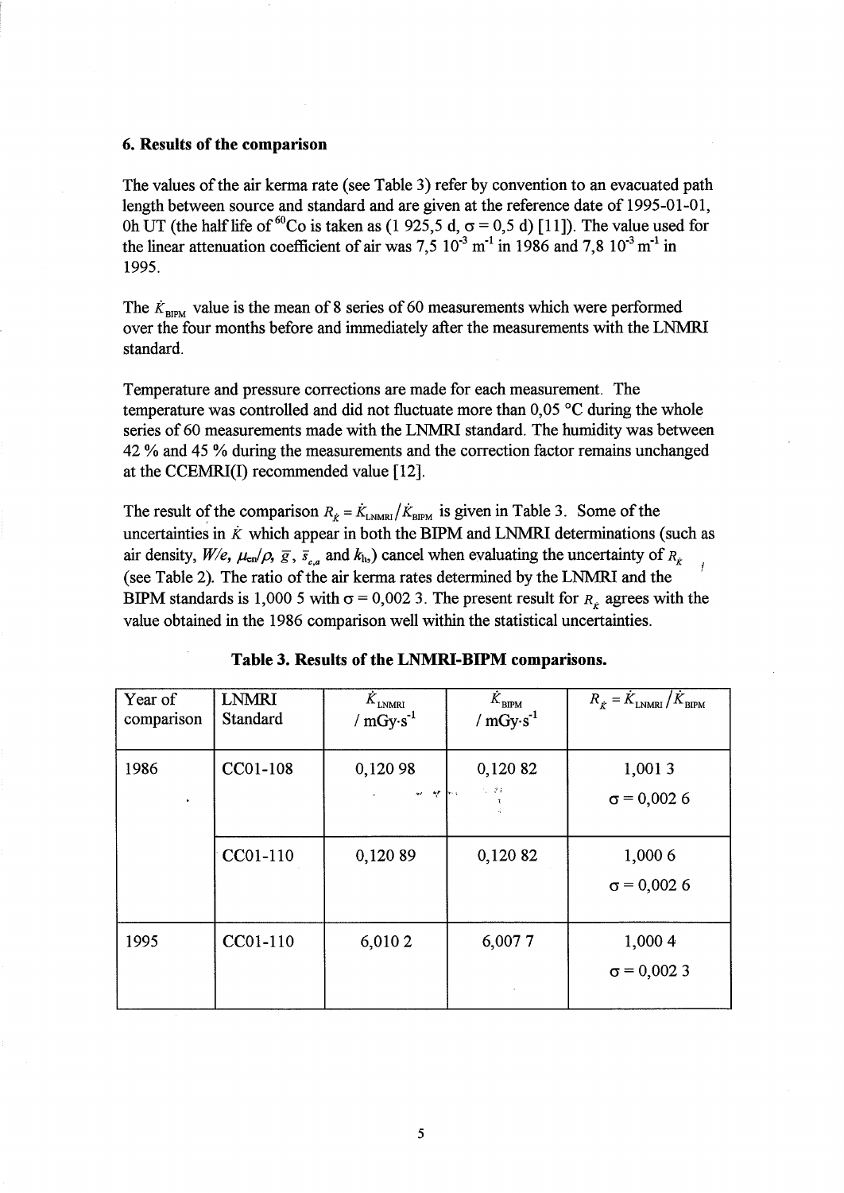## 6. Results of the comparison

The values of the air kerma rate (see Table 3) refer by convention to an evacuated path length between source and standard and are given at the reference date of 1995-01-01, 0h UT (the half life of $^{60}$Co is taken as (1 925,5 d, $\sigma$ = 0,5 d) [11]). The value used for the linear attenuation coefficient of air was 7,5 $10^{-3}$ $m^{-1}$ in 1986 and 7,8 $10^{-3}$ $m^{-1}$ in 1995.

The $\dot{K}_{\text{BIPM}}$ value is the mean of 8 series of 60 measurements which were performed over the four months before and immediately after the measurements with the LNMRI standard.

Temperature and pressure corrections are made for each measurement. The temperature was controlled and did not fluctuate more than 0,05 °C during the whole series of 60 measurements made with the LNMRI standard. The humidity was between 42 % and 45 % during the measurements and the correction factor remains unchanged at the CCEMRI(I) recommended value [12].

The result of the comparison $R_{\dot{K}} = \dot{K}_{\text{LNMRI}} / \dot{K}_{\text{BIPM}}$ is given in Table 3. Some of the uncertainties in $\dot{K}$ which appear in both the BIPM and LNMRI determinations (such as air density, $W/e$, $\mu_{en}/\rho$, $\bar{g}$, $\bar{s}_{c,a}$ and $k_h$) cancel when evaluating the uncertainty of $R_{\dot{K}}$ (see Table 2). The ratio of the air kerma rates determined by the LNMRI and the BIPM standards is 1,000 5 with $\sigma$ = 0,002 3. The present result for $R_{\dot{K}}$ agrees with the value obtained in the 1986 comparison well within the statistical uncertainties.

**Table 3. Results of the LNMRI-BIPM comparisons.**

| Year of comparison | LNMRI Standard | $\dot{K}_{\text{LNMRI}}$ / mGy·s$^{-1}$ | $\dot{K}_{\text{BIPM}}$ / mGy·s$^{-1}$ | $R_{\dot{K}} = \dot{K}_{\text{LNMRI}} / \dot{K}_{\text{BIPM}}$ |
|---|---|---|---|---|
| 1986 | CC01-108 | 0,120 98 | 0,120 82 | 1,001 3<br>$\sigma$ = 0,002 6 |
| | CC01-110 | 0,120 89 | 0,120 82 | 1,000 6<br>$\sigma$ = 0,002 6 |
| 1995 | CC01-110 | 6,010 2 | 6,007 7 | 1,000 4<br>$\sigma$ = 0,002 3 |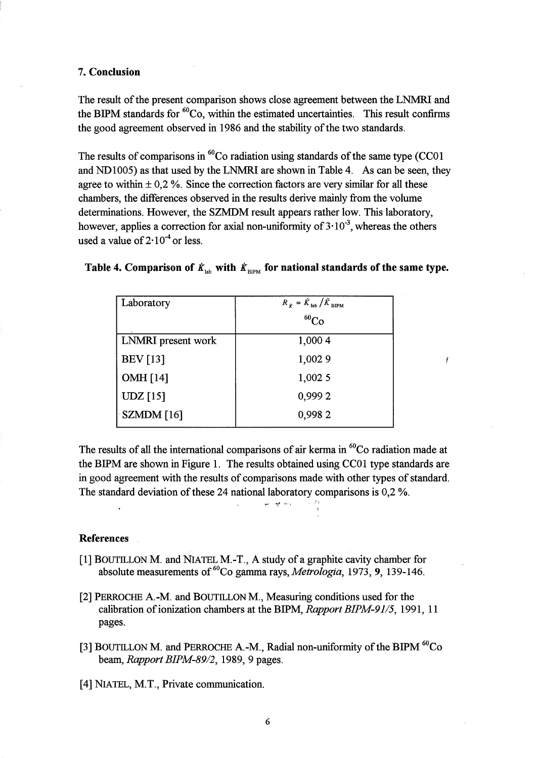## 7. Conclusion

The result of the present comparison shows close agreement between the LNMRI and the BIPM standards for $^{60}$Co, within the estimated uncertainties. This result confirms the good agreement observed in 1986 and the stability of the two standards.

The results of comparisons in $^{60}$Co radiation using standards of the same type (CC01 and ND1005) as that used by the LNMRI are shown in Table 4. As can be seen, they agree to within ± 0,2 %. Since the correction factors are very similar for all these chambers, the differences observed in the results derive mainly from the volume determinations. However, the SZMDM result appears rather low. This laboratory, however, applies a correction for axial non-uniformity of $3 \cdot 10^{-3}$, whereas the others used a value of $2 \cdot 10^{-4}$ or less.

**Table 4. Comparison of $\dot{K}_{\text{lab}}$ with $\dot{K}_{\text{BIPM}}$ for national standards of the same type.**

| Laboratory | $R_K = \dot{K}_{\text{lab}} / \dot{K}_{\text{BIPM}}$ $^{60}$Co |
|---|---|
| LNMRI present work | 1,000 4 |
| BEV [13] | 1,002 9 |
| OMH [14] | 1,002 5 |
| UDZ [15] | 0,999 2 |
| SZMDM [16] | 0,998 2 |

The results of all the international comparisons of air kerma in $^{60}$Co radiation made at the BIPM are shown in Figure 1. The results obtained using CC01 type standards are in good agreement with the results of comparisons made with other types of standard. The standard deviation of these 24 national laboratory comparisons is 0,2 %.

### References

[1] BOUTILLON M. and NIATEL M.-T., A study of a graphite cavity chamber for absolute measurements of $^{60}$Co gamma rays, *Metrologia*, 1973, **9**, 139-146.

[2] PERROCHE A.-M. and BOUTILLON M., Measuring conditions used for the calibration of ionization chambers at the BIPM, *Rapport BIPM-91/5*, 1991, 11 pages.

[3] BOUTILLON M. and PERROCHE A.-M., Radial non-uniformity of the BIPM $^{60}$Co beam, *Rapport BIPM-89/2*, 1989, 9 pages.

[4] NIATEL, M.T., Private communication.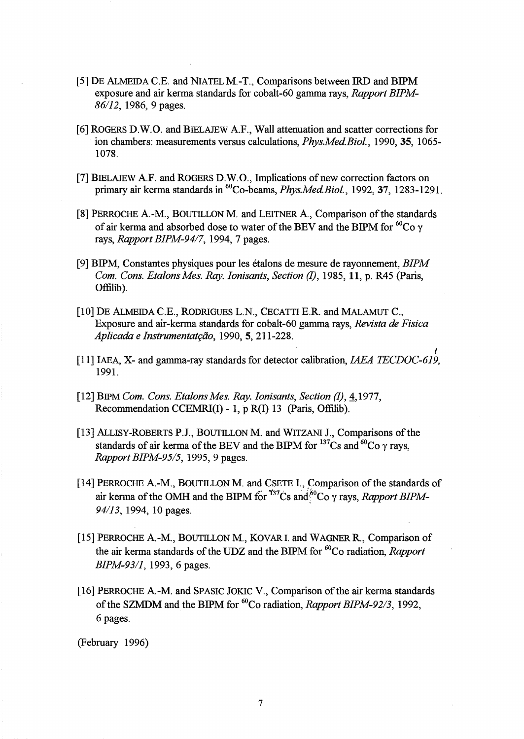[5] DE ALMEIDA C.E. and NIATEL M.-T., Comparisons between IRD and BIPM exposure and air kerma standards for cobalt-60 gamma rays, *Rapport BIPM-86/12*, 1986, 9 pages.

[6] ROGERS D.W.O. and BIELAJEW A.F., Wall attenuation and scatter corrections for ion chambers: measurements versus calculations, *Phys.Med.Biol.*, 1990, **35**, 1065-1078.

[7] BIELAJEW A.F. and ROGERS D.W.O., Implications of new correction factors on primary air kerma standards in $^{60}$Co-beams, *Phys.Med.Biol.*, 1992, **37**, 1283-1291.

[8] PERROCHE A.-M., BOUTILLON M. and LEITNER A., Comparison of the standards of air kerma and absorbed dose to water of the BEV and the BIPM for $^{60}$Co $\gamma$ rays, *Rapport BIPM-94/7*, 1994, 7 pages.

[9] BIPM, Constantes physiques pour les étalons de mesure de rayonnement, *BIPM Com. Cons. Etalons Mes. Ray. Ionisants, Section (I)*, 1985, **11**, p. R45 (Paris, Offilib).

[10] DE ALMEIDA C.E., RODRIGUES L.N., CECATTI E.R. and MALAMUT C., Exposure and air-kerma standards for cobalt-60 gamma rays, *Revista de Fisica Aplicada e Instrumentatção*, 1990, **5**, 211-228.

[11] IAEA, X- and gamma-ray standards for detector calibration, *IAEA TECDOC-619*, 1991.

[12] BIPM *Com. Cons. Etalons Mes. Ray. Ionisants, Section (I)*, 4,1977, Recommendation CCEMRI(I) - 1, p R(I) 13 (Paris, Offilib).

[13] ALLISY-ROBERTS P.J., BOUTILLON M. and WITZANI J., Comparisons of the standards of air kerma of the BEV and the BIPM for $^{137}$Cs and $^{60}$Co $\gamma$ rays, *Rapport BIPM-95/5*, 1995, 9 pages.

[14] PERROCHE A.-M., BOUTILLON M. and CSETE I., Comparison of the standards of air kerma of the OMH and the BIPM for $^{137}$Cs and $^{60}$Co $\gamma$ rays, *Rapport BIPM-94/13*, 1994, 10 pages.

[15] PERROCHE A.-M., BOUTILLON M., KOVAR I. and WAGNER R., Comparison of the air kerma standards of the UDZ and the BIPM for $^{60}$Co radiation, *Rapport BIPM-93/1*, 1993, 6 pages.

[16] PERROCHE A.-M. and SPASIC JOKIC V., Comparison of the air kerma standards of the SZMDM and the BIPM for $^{60}$Co radiation, *Rapport BIPM-92/3*, 1992, 6 pages.

(February 1996)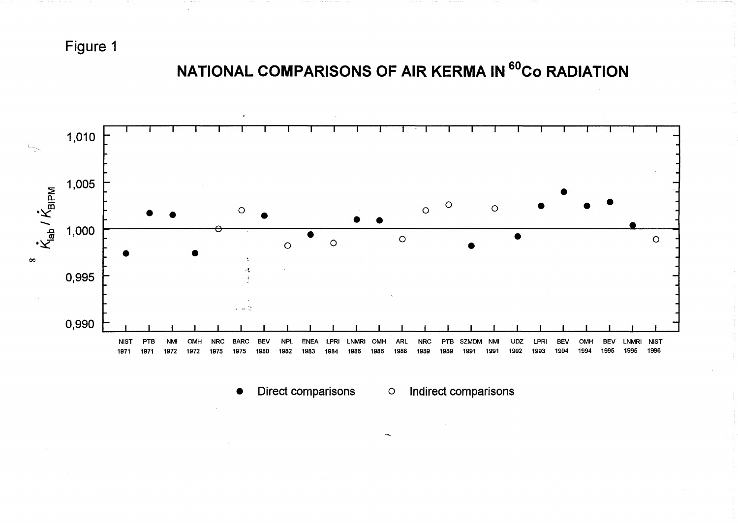Figure 1

## NATIONAL COMPARISONS OF AIR KERMA IN $^{60}$Co RADIATION

$\dot{K}_{lab} / \dot{K}_{BIPM}$

1,010

1,005

1,000

0,995

0,990

NIST 1971, PTB 1971, NMI 1972, OMH 1972, NRC 1975, BARC 1975, BEV 1980, NPL 1982, ENEA 1983, LPRI 1984, LNMRI 1986, OMH 1986, ARL 1988, NRC 1989, PTB 1989, SZMDM 1991, NMI 1991, UDZ 1992, LPRI 1993, BEV 1994, OMH 1994, BEV 1995, LNMRI 1995, NIST 1996

● Direct comparisons ○ Indirect comparisons